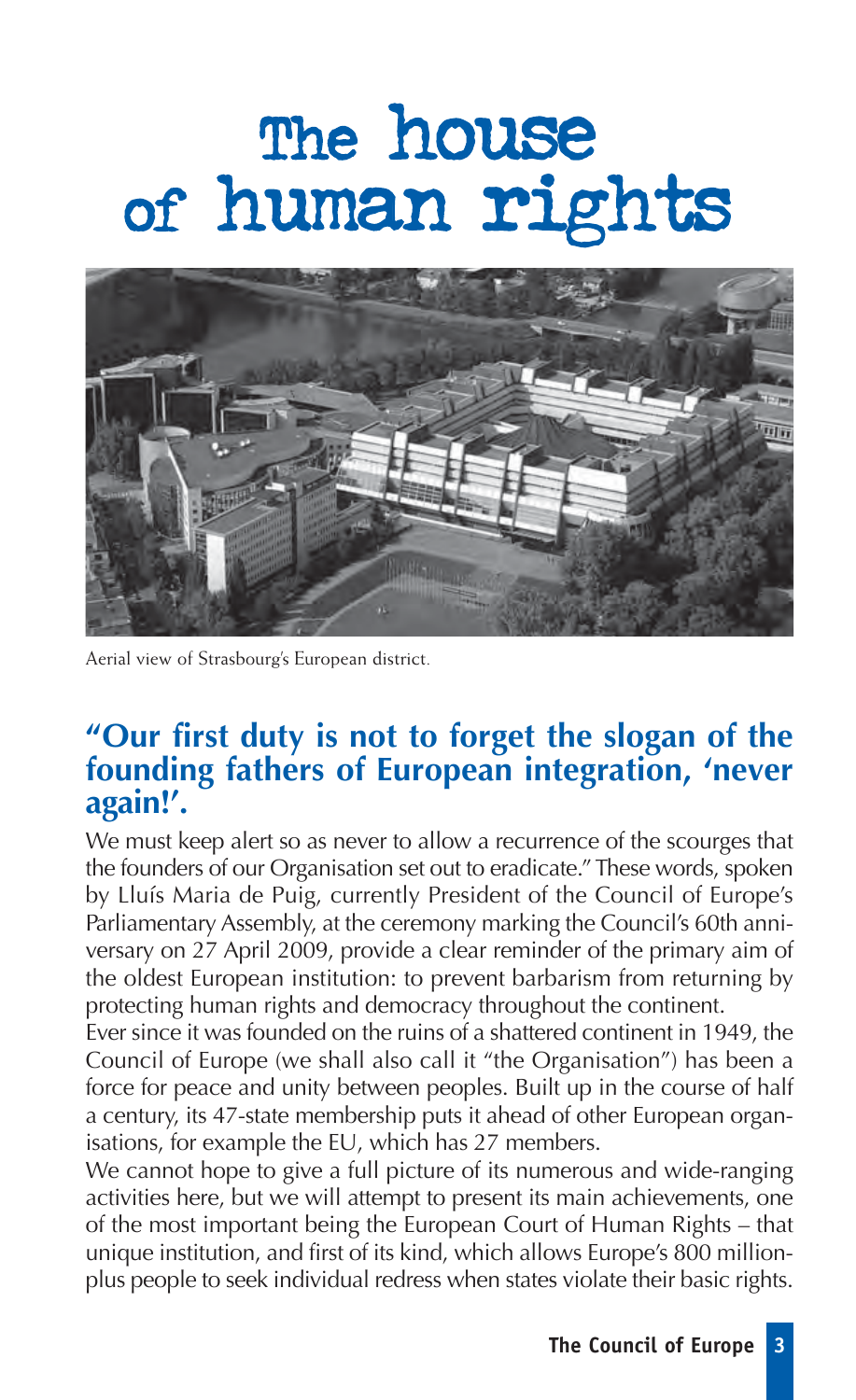# The house of human rights

Aerial view of Strasbourg's European district.

## "Our first duty is not to forget the slogan of the founding fathers of European integration, 'never again!'.

We must keep alert so as never to allow a recurrence of the scourges that the founders of our Organisation set out to eradicate." These words, spoken by Lluís Maria de Puig, currently President of the Council of Europe's Parliamentary Assembly, at the ceremony marking the Council's 60th anniversary on 27 April 2009, provide a clear reminder of the primary aim of the oldest European institution: to prevent barbarism from returning by protecting human rights and democracy throughout the continent.

Ever since it was founded on the ruins of a shattered continent in 1949, the Council of Europe (we shall also call it "the Organisation") has been a force for peace and unity between peoples. Built up in the course of half a century, its 47-state membership puts it ahead of other European organisations, for example the EU, which has 27 members.

We cannot hope to give a full picture of its numerous and wide-ranging activities here, but we will attempt to present its main achievements, one of the most important being the European Court of Human Rights – that unique institution, and first of its kind, which allows Europe's 800 million-plus people to seek individual redress when states violate their basic rights.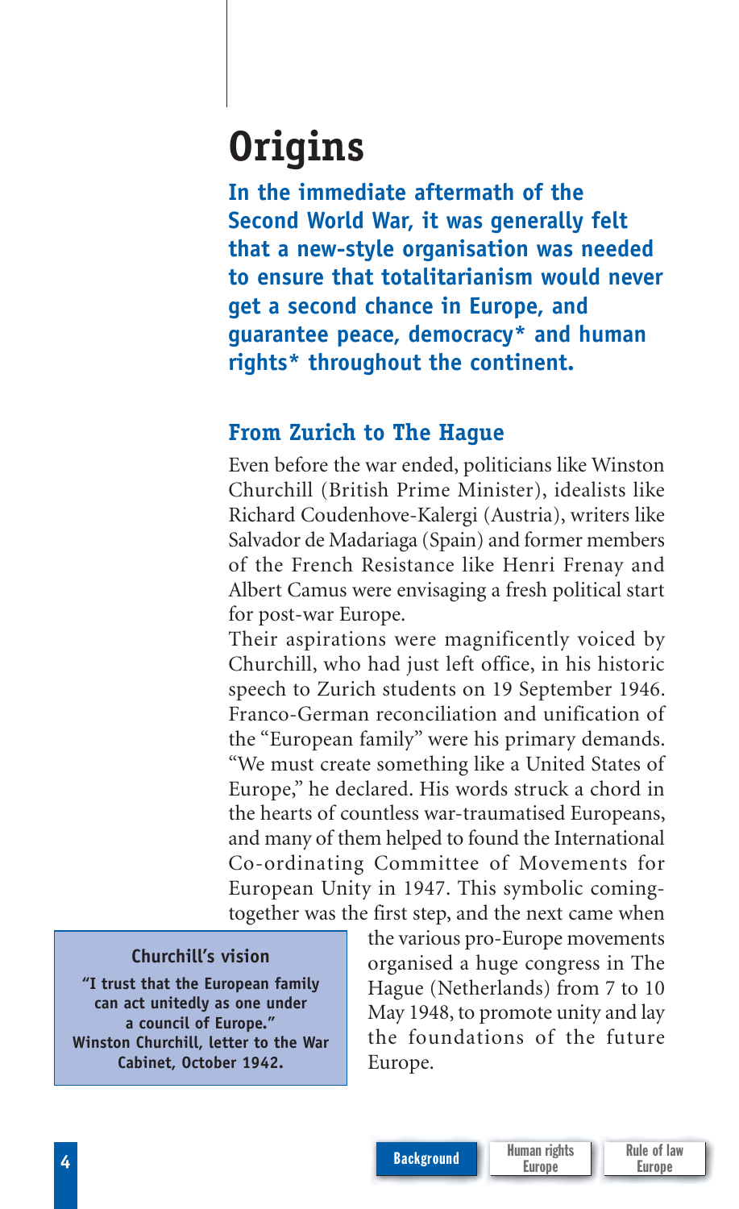# Origins

**In the immediate aftermath of the Second World War, it was generally felt that a new-style organisation was needed to ensure that totalitarianism would never get a second chance in Europe, and guarantee peace, democracy* and human rights* throughout the continent.**

## From Zurich to The Hague

Even before the war ended, politicians like Winston Churchill (British Prime Minister), idealists like Richard Coudenhove-Kalergi (Austria), writers like Salvador de Madariaga (Spain) and former members of the French Resistance like Henri Frenay and Albert Camus were envisaging a fresh political start for post-war Europe.

Their aspirations were magnificently voiced by Churchill, who had just left office, in his historic speech to Zurich students on 19 September 1946. Franco-German reconciliation and unification of the "European family" were his primary demands. "We must create something like a United States of Europe," he declared. His words struck a chord in the hearts of countless war-traumatised Europeans, and many of them helped to found the International Co-ordinating Committee of Movements for European Unity in 1947. This symbolic coming-together was the first step, and the next came when the various pro-Europe movements organised a huge congress in The Hague (Netherlands) from 7 to 10 May 1948, to promote unity and lay the foundations of the future Europe.

> **Churchill's vision**
>
> **"I trust that the European family can act unitedly as one under a council of Europe." Winston Churchill, letter to the War Cabinet, October 1942.**

Background | Human rights Europe | Rule of law Europe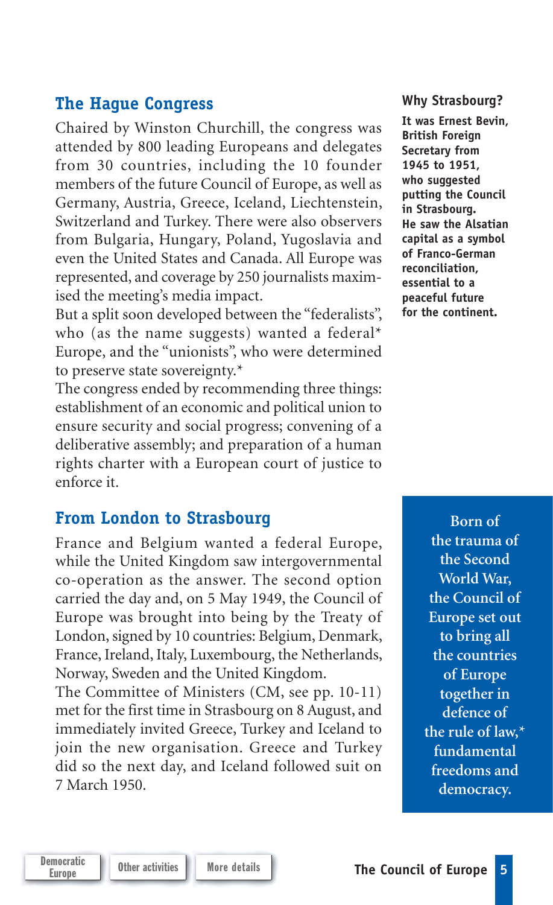## The Hague Congress

Chaired by Winston Churchill, the congress was attended by 800 leading Europeans and delegates from 30 countries, including the 10 founder members of the future Council of Europe, as well as Germany, Austria, Greece, Iceland, Liechtenstein, Switzerland and Turkey. There were also observers from Bulgaria, Hungary, Poland, Yugoslavia and even the United States and Canada. All Europe was represented, and coverage by 250 journalists maximised the meeting's media impact.

But a split soon developed between the "federalists", who (as the name suggests) wanted a federal* Europe, and the "unionists", who were determined to preserve state sovereignty.*

The congress ended by recommending three things: establishment of an economic and political union to ensure security and social progress; convening of a deliberative assembly; and preparation of a human rights charter with a European court of justice to enforce it.

### Why Strasbourg?

**It was Ernest Bevin, British Foreign Secretary from 1945 to 1951, who suggested putting the Council in Strasbourg. He saw the Alsatian capital as a symbol of Franco-German reconciliation, essential to a peaceful future for the continent.**

## From London to Strasbourg

France and Belgium wanted a federal Europe, while the United Kingdom saw intergovernmental co-operation as the answer. The second option carried the day and, on 5 May 1949, the Council of Europe was brought into being by the Treaty of London, signed by 10 countries: Belgium, Denmark, France, Ireland, Italy, Luxembourg, the Netherlands, Norway, Sweden and the United Kingdom.

The Committee of Ministers (CM, see pp. 10-11) met for the first time in Strasbourg on 8 August, and immediately invited Greece, Turkey and Iceland to join the new organisation. Greece and Turkey did so the next day, and Iceland followed suit on 7 March 1950.

**Born of the trauma of the Second World War, the Council of Europe set out to bring all the countries of Europe together in defence of the rule of law,* fundamental freedoms and democracy.**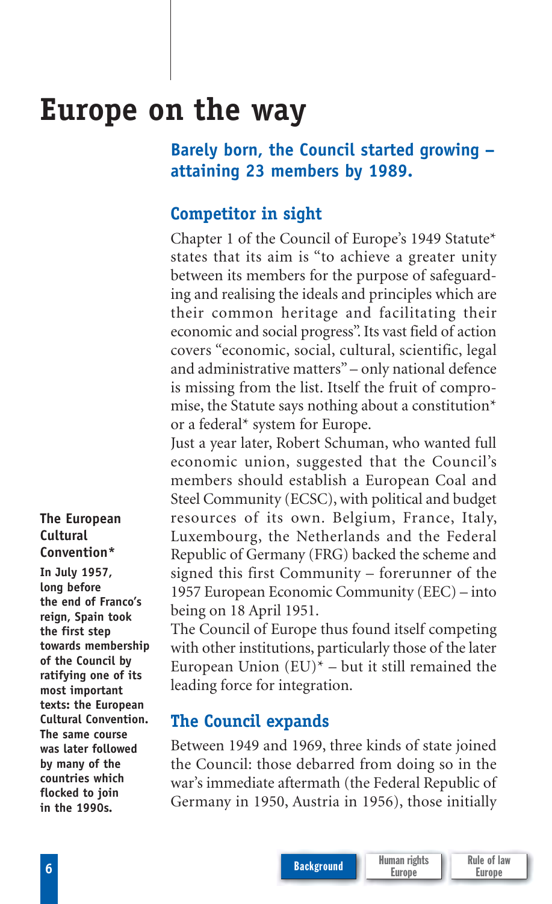# Europe on the way

**Barely born, the Council started growing – attaining 23 members by 1989.**

## Competitor in sight

Chapter 1 of the Council of Europe's 1949 Statute* states that its aim is "to achieve a greater unity between its members for the purpose of safeguarding and realising the ideals and principles which are their common heritage and facilitating their economic and social progress". Its vast field of action covers "economic, social, cultural, scientific, legal and administrative matters" – only national defence is missing from the list. Itself the fruit of compromise, the Statute says nothing about a constitution* or a federal* system for Europe.

Just a year later, Robert Schuman, who wanted full economic union, suggested that the Council's members should establish a European Coal and Steel Community (ECSC), with political and budget resources of its own. Belgium, France, Italy, Luxembourg, the Netherlands and the Federal Republic of Germany (FRG) backed the scheme and signed this first Community – forerunner of the 1957 European Economic Community (EEC) – into being on 18 April 1951.

The Council of Europe thus found itself competing with other institutions, particularly those of the later European Union (EU)* – but it still remained the leading force for integration.

**The European Cultural Convention***

**In July 1957, long before the end of Franco's reign, Spain took the first step towards membership of the Council by ratifying one of its most important texts: the European Cultural Convention. The same course was later followed by many of the countries which flocked to join in the 1990s.**

## The Council expands

Between 1949 and 1969, three kinds of state joined the Council: those debarred from doing so in the war's immediate aftermath (the Federal Republic of Germany in 1950, Austria in 1956), those initially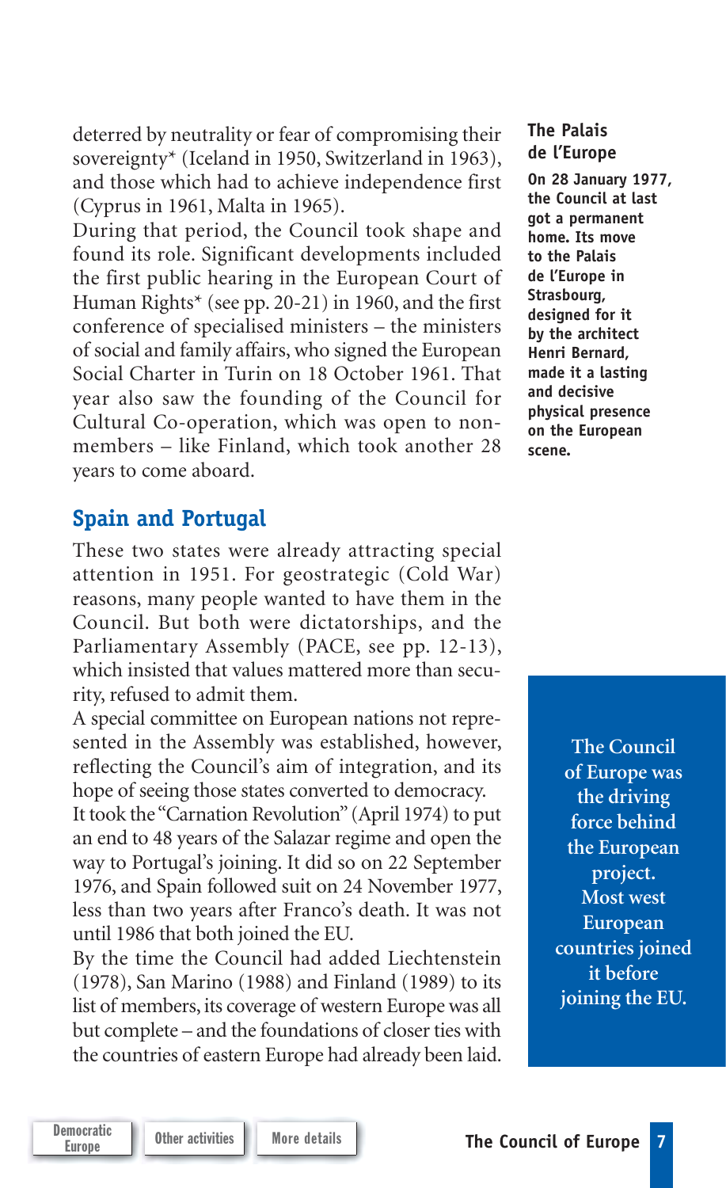deterred by neutrality or fear of compromising their sovereignty* (Iceland in 1950, Switzerland in 1963), and those which had to achieve independence first (Cyprus in 1961, Malta in 1965).

During that period, the Council took shape and found its role. Significant developments included the first public hearing in the European Court of Human Rights* (see pp. 20-21) in 1960, and the first conference of specialised ministers – the ministers of social and family affairs, who signed the European Social Charter in Turin on 18 October 1961. That year also saw the founding of the Council for Cultural Co-operation, which was open to non-members – like Finland, which took another 28 years to come aboard.

**The Palais de l'Europe**

**On 28 January 1977, the Council at last got a permanent home. Its move to the Palais de l'Europe in Strasbourg, designed for it by the architect Henri Bernard, made it a lasting and decisive physical presence on the European scene.**

## Spain and Portugal

These two states were already attracting special attention in 1951. For geostrategic (Cold War) reasons, many people wanted to have them in the Council. But both were dictatorships, and the Parliamentary Assembly (PACE, see pp. 12-13), which insisted that values mattered more than security, refused to admit them.

A special committee on European nations not represented in the Assembly was established, however, reflecting the Council's aim of integration, and its hope of seeing those states converted to democracy.

It took the "Carnation Revolution" (April 1974) to put an end to 48 years of the Salazar regime and open the way to Portugal's joining. It did so on 22 September 1976, and Spain followed suit on 24 November 1977, less than two years after Franco's death. It was not until 1986 that both joined the EU.

By the time the Council had added Liechtenstein (1978), San Marino (1988) and Finland (1989) to its list of members, its coverage of western Europe was all but complete – and the foundations of closer ties with the countries of eastern Europe had already been laid.

**The Council of Europe was the driving force behind the European project. Most west European countries joined it before joining the EU.**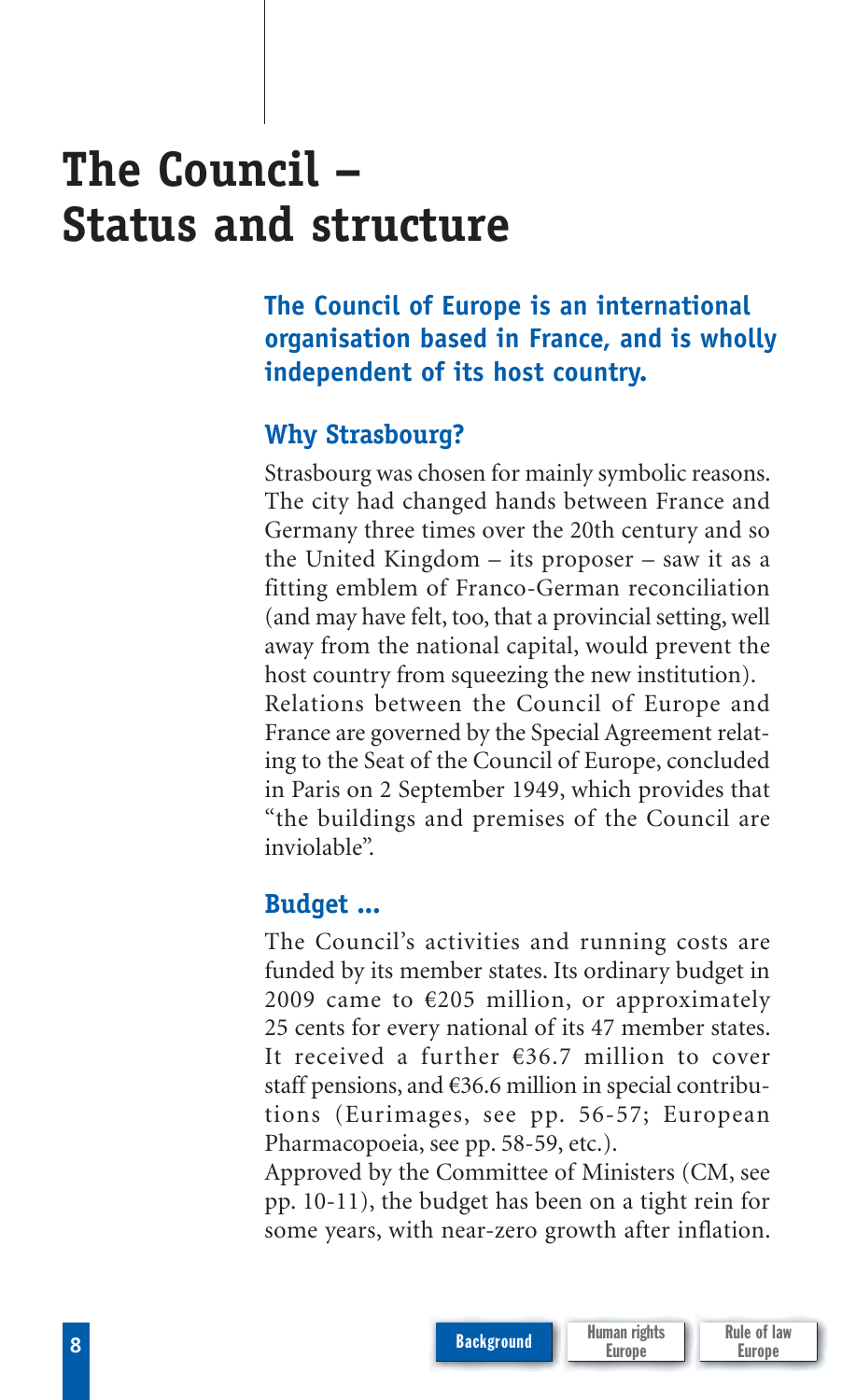# The Council – Status and structure

**The Council of Europe is an international organisation based in France, and is wholly independent of its host country.**

## Why Strasbourg?

Strasbourg was chosen for mainly symbolic reasons. The city had changed hands between France and Germany three times over the 20th century and so the United Kingdom – its proposer – saw it as a fitting emblem of Franco-German reconciliation (and may have felt, too, that a provincial setting, well away from the national capital, would prevent the host country from squeezing the new institution).

Relations between the Council of Europe and France are governed by the Special Agreement relating to the Seat of the Council of Europe, concluded in Paris on 2 September 1949, which provides that "the buildings and premises of the Council are inviolable".

## Budget ...

The Council's activities and running costs are funded by its member states. Its ordinary budget in 2009 came to €205 million, or approximately 25 cents for every national of its 47 member states. It received a further €36.7 million to cover staff pensions, and €36.6 million in special contributions (Eurimages, see pp. 56-57; European Pharmacopoeia, see pp. 58-59, etc.).

Approved by the Committee of Ministers (CM, see pp. 10-11), the budget has been on a tight rein for some years, with near-zero growth after inflation.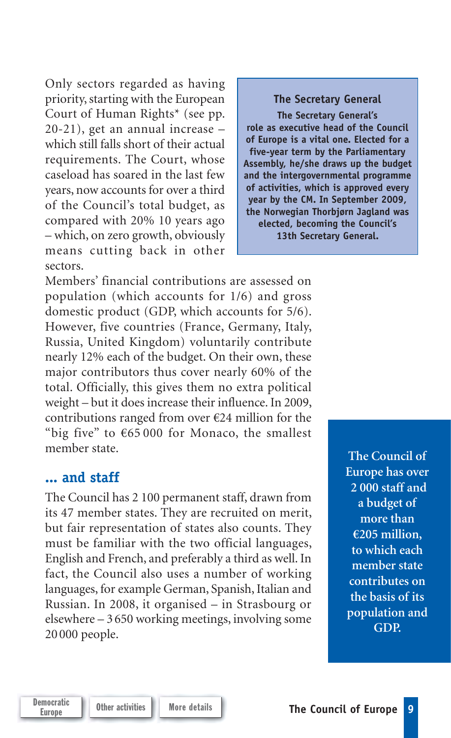Only sectors regarded as having priority, starting with the European Court of Human Rights* (see pp. 20-21), get an annual increase – which still falls short of their actual requirements. The Court, whose caseload has soared in the last few years, now accounts for over a third of the Council's total budget, as compared with 20% 10 years ago – which, on zero growth, obviously means cutting back in other sectors.

**The Secretary General**

**The Secretary General's role as executive head of the Council of Europe is a vital one. Elected for a five-year term by the Parliamentary Assembly, he/she draws up the budget and the intergovernmental programme of activities, which is approved every year by the CM. In September 2009, the Norwegian Thorbjørn Jagland was elected, becoming the Council's 13th Secretary General.**

Members' financial contributions are assessed on population (which accounts for 1/6) and gross domestic product (GDP, which accounts for 5/6). However, five countries (France, Germany, Italy, Russia, United Kingdom) voluntarily contribute nearly 12% each of the budget. On their own, these major contributors thus cover nearly 60% of the total. Officially, this gives them no extra political weight – but it does increase their influence. In 2009, contributions ranged from over €24 million for the "big five" to €65 000 for Monaco, the smallest member state.

## ... and staff

The Council has 2 100 permanent staff, drawn from its 47 member states. They are recruited on merit, but fair representation of states also counts. They must be familiar with the two official languages, English and French, and preferably a third as well. In fact, the Council also uses a number of working languages, for example German, Spanish, Italian and Russian. In 2008, it organised – in Strasbourg or elsewhere – 3 650 working meetings, involving some 20 000 people.

**The Council of Europe has over 2 000 staff and a budget of more than €205 million, to which each member state contributes on the basis of its population and GDP.**